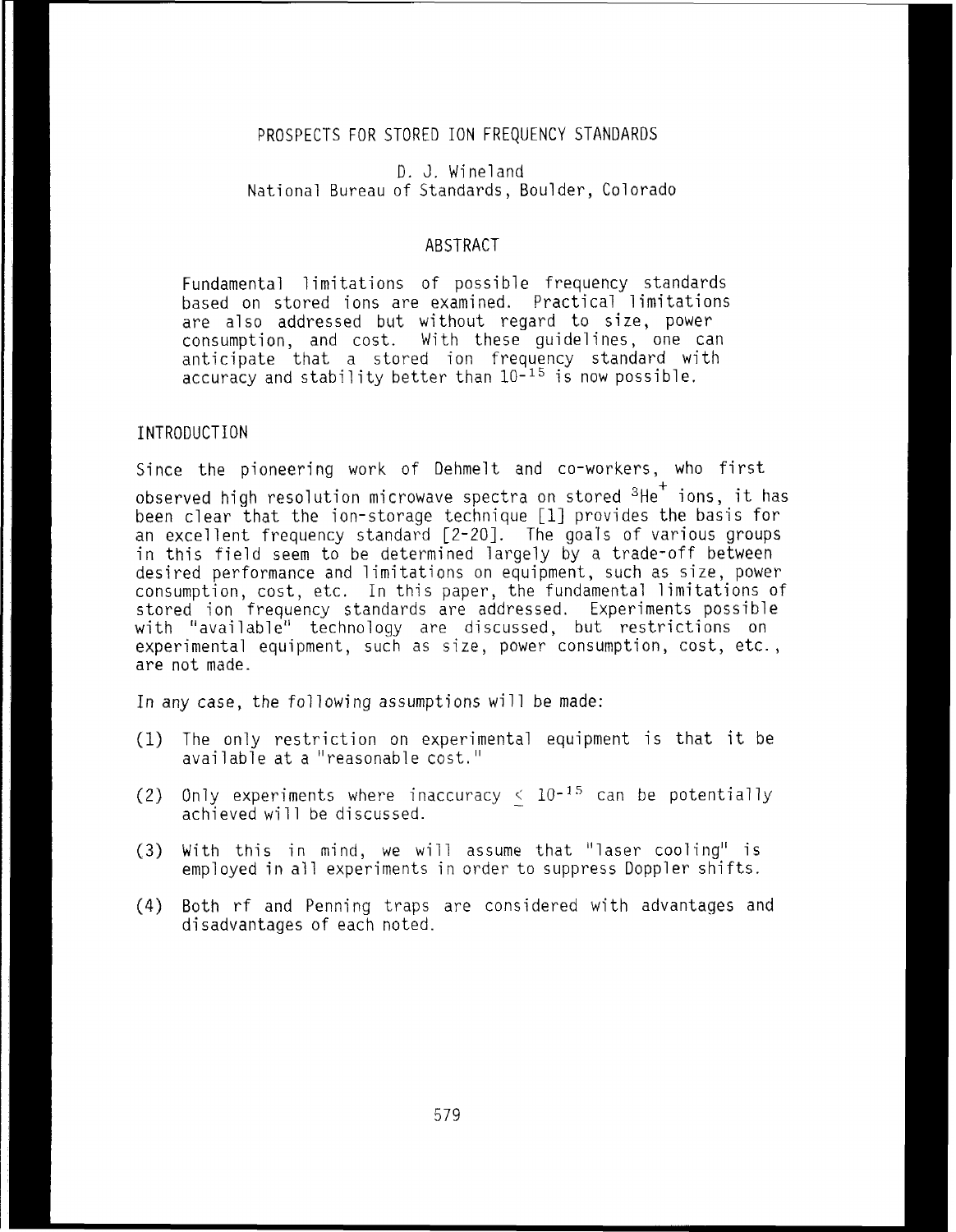# PROSPECTS FOR STORED ION FREQUENCY STANDARDS

D. J. Wineland
National Bureau of Standards, Boulder, Colorado

## ABSTRACT

Fundamental limitations of possible frequency standards based on stored ions are examined. Practical limitations are also addressed but without regard to size, power consumption, and cost. With these guidelines, one can anticipate that a stored ion frequency standard with accuracy and stability better than $10^{-15}$ is now possible.

## INTRODUCTION

Since the pioneering work of Dehmelt and co-workers, who first observed high resolution microwave spectra on stored $^3He^+$ ions, it has been clear that the ion-storage technique [1] provides the basis for an excellent frequency standard [2-20]. The goals of various groups in this field seem to be determined largely by a trade-off between desired performance and limitations on equipment, such as size, power consumption, cost, etc. In this paper, the fundamental limitations of stored ion frequency standards are addressed. Experiments possible with "available" technology are discussed, but restrictions on experimental equipment, such as size, power consumption, cost, etc., are not made.

In any case, the following assumptions will be made:

(1) The only restriction on experimental equipment is that it be available at a "reasonable cost."

(2) Only experiments where inaccuracy $\leq 10^{-15}$ can be potentially achieved will be discussed.

(3) With this in mind, we will assume that "laser cooling" is employed in all experiments in order to suppress Doppler shifts.

(4) Both rf and Penning traps are considered with advantages and disadvantages of each noted.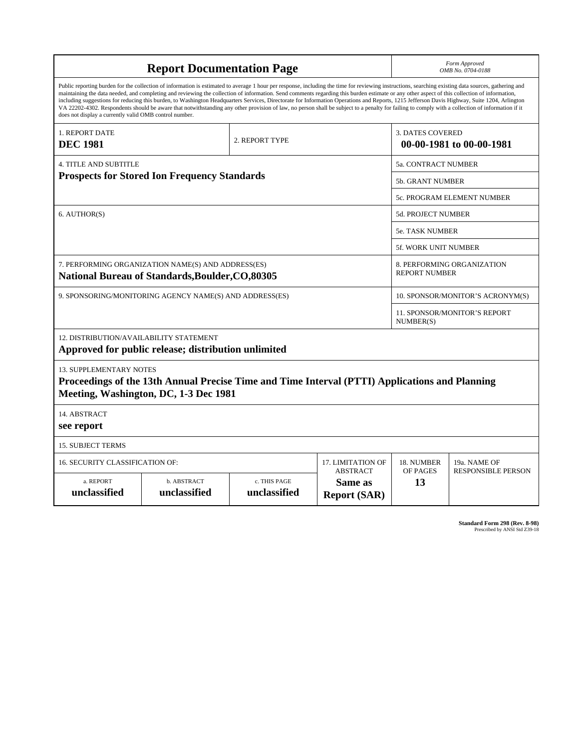# Report Documentation Page

*Form Approved*
*OMB No. 0704-0188*

Public reporting burden for the collection of information is estimated to average 1 hour per response, including the time for reviewing instructions, searching existing data sources, gathering and maintaining the data needed, and completing and reviewing the collection of information. Send comments regarding this burden estimate or any other aspect of this collection of information, including suggestions for reducing this burden, to Washington Headquarters Services, Directorate for Information Operations and Reports, 1215 Jefferson Davis Highway, Suite 1204, Arlington VA 22202-4302. Respondents should be aware that notwithstanding any other provision of law, no person shall be subject to a penalty for failing to comply with a collection of information if it does not display a currently valid OMB control number.

| 1. REPORT DATE | 2. REPORT TYPE | 3. DATES COVERED |
|---|---|---|
| **DEC 1981** | | **00-00-1981 to 00-00-1981** |

| 4. TITLE AND SUBTITLE | |
|---|---|
| **Prospects for Stored Ion Frequency Standards** | 5a. CONTRACT NUMBER |
| | 5b. GRANT NUMBER |
| | 5c. PROGRAM ELEMENT NUMBER |
| 6. AUTHOR(S) | 5d. PROJECT NUMBER |
| | 5e. TASK NUMBER |
| | 5f. WORK UNIT NUMBER |
| 7. PERFORMING ORGANIZATION NAME(S) AND ADDRESS(ES) **National Bureau of Standards,Boulder,CO,80305** | 8. PERFORMING ORGANIZATION REPORT NUMBER |
| 9. SPONSORING/MONITORING AGENCY NAME(S) AND ADDRESS(ES) | 10. SPONSOR/MONITOR'S ACRONYM(S) |
| | 11. SPONSOR/MONITOR'S REPORT NUMBER(S) |

12. DISTRIBUTION/AVAILABILITY STATEMENT
**Approved for public release; distribution unlimited**

13. SUPPLEMENTARY NOTES
**Proceedings of the 13th Annual Precise Time and Time Interval (PTTI) Applications and Planning Meeting, Washington, DC, 1-3 Dec 1981**

14. ABSTRACT
**see report**

15. SUBJECT TERMS

| 16. SECURITY CLASSIFICATION OF: | | | 17. LIMITATION OF ABSTRACT | 18. NUMBER OF PAGES | 19a. NAME OF RESPONSIBLE PERSON |
|---|---|---|---|---|---|
| a. REPORT | b. ABSTRACT | c. THIS PAGE | | | |
| **unclassified** | **unclassified** | **unclassified** | **Same as Report (SAR)** | **13** | |

**Standard Form 298 (Rev. 8-98)**
Prescribed by ANSI Std Z39-18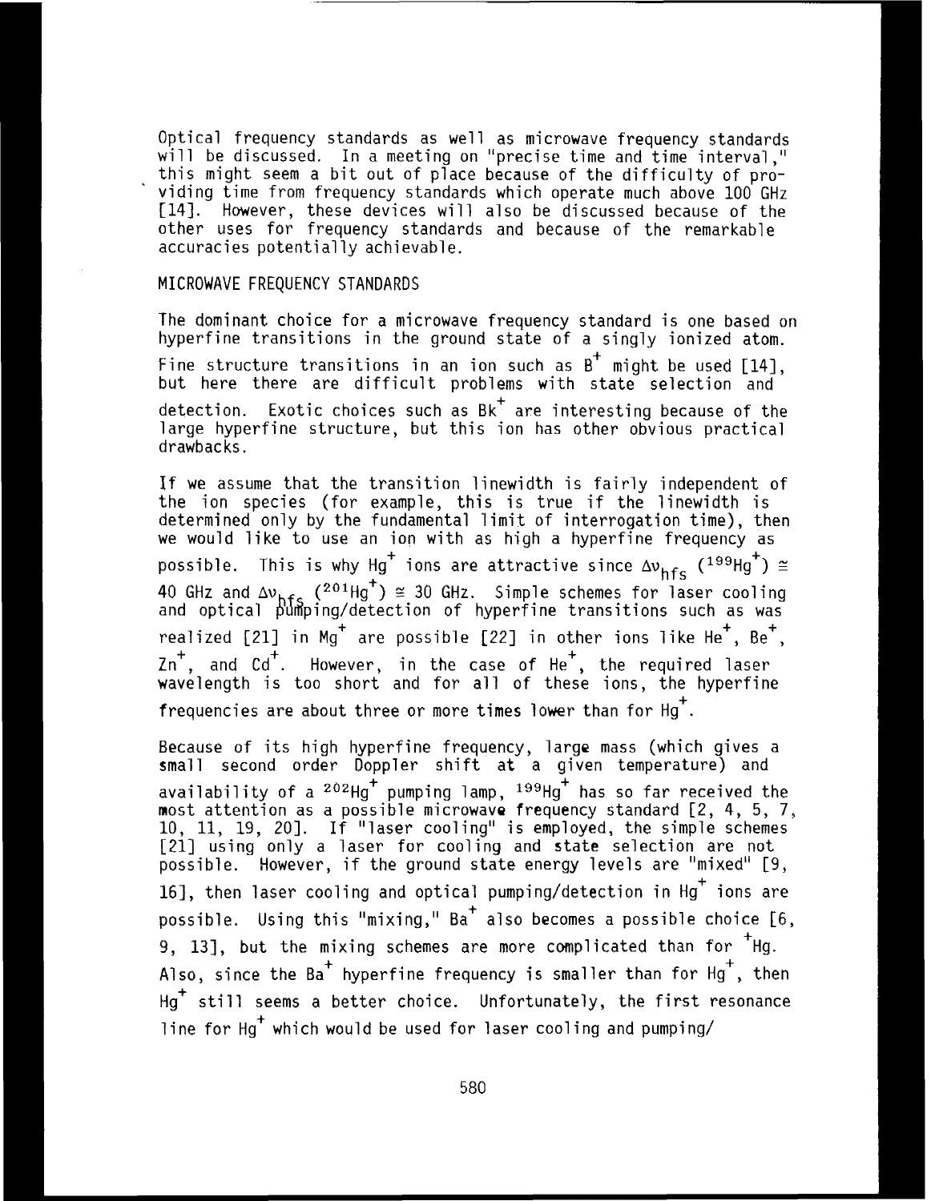Optical frequency standards as well as microwave frequency standards will be discussed. In a meeting on "precise time and time interval," this might seem a bit out of place because of the difficulty of providing time from frequency standards which operate much above 100 GHz [14]. However, these devices will also be discussed because of the other uses for frequency standards and because of the remarkable accuracies potentially achievable.

## MICROWAVE FREQUENCY STANDARDS

The dominant choice for a microwave frequency standard is one based on hyperfine transitions in the ground state of a singly ionized atom. Fine structure transitions in an ion such as $B^+$ might be used [14], but here there are difficult problems with state selection and detection. Exotic choices such as $Bk^+$ are interesting because of the large hyperfine structure, but this ion has other obvious practical drawbacks.

If we assume that the transition linewidth is fairly independent of the ion species (for example, this is true if the linewidth is determined only by the fundamental limit of interrogation time), then we would like to use an ion with as high a hyperfine frequency as possible. This is why $Hg^+$ ions are attractive since $\Delta\nu_{hfs}$ ($^{199}Hg^+$) $\cong$ 40 GHz and $\Delta\nu_{hfs}$ ($^{201}Hg^+$) $\cong$ 30 GHz. Simple schemes for laser cooling and optical pumping/detection of hyperfine transitions such as was realized [21] in $Mg^+$ are possible [22] in other ions like $He^+$, $Be^+$, $Zn^+$, and $Cd^+$. However, in the case of $He^+$, the required laser wavelength is too short and for all of these ions, the hyperfine frequencies are about three or more times lower than for $Hg^+$.

Because of its high hyperfine frequency, large mass (which gives a small second order Doppler shift at a given temperature) and availability of a $^{202}Hg^+$ pumping lamp, $^{199}Hg^+$ has so far received the most attention as a possible microwave frequency standard [2, 4, 5, 7, 10, 11, 19, 20]. If "laser cooling" is employed, the simple schemes [21] using only a laser for cooling and state selection are not possible. However, if the ground state energy levels are "mixed" [9, 16], then laser cooling and optical pumping/detection in $Hg^+$ ions are possible. Using this "mixing," $Ba^+$ also becomes a possible choice [6, 9, 13], but the mixing schemes are more complicated than for $^+Hg$. Also, since the $Ba^+$ hyperfine frequency is smaller than for $Hg^+$, then $Hg^+$ still seems a better choice. Unfortunately, the first resonance line for $Hg^+$ which would be used for laser cooling and pumping/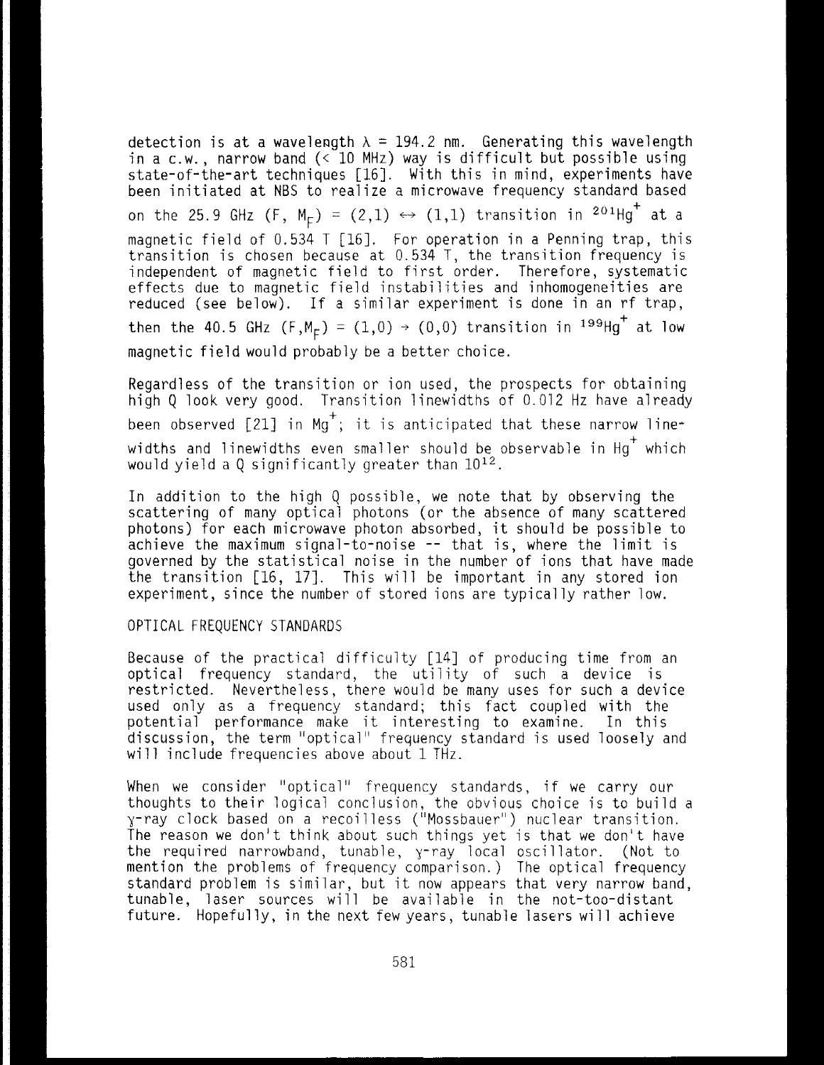detection is at a wavelength $\lambda = 194.2$ nm. Generating this wavelength in a c.w., narrow band (< 10 MHz) way is difficult but possible using state-of-the-art techniques [16]. With this in mind, experiments have been initiated at NBS to realize a microwave frequency standard based on the 25.9 GHz $(F, M_F) = (2,1) \leftrightarrow (1,1)$ transition in $^{201}Hg^+$ at a magnetic field of 0.534 T [16]. For operation in a Penning trap, this transition is chosen because at 0.534 T, the transition frequency is independent of magnetic field to first order. Therefore, systematic effects due to magnetic field instabilities and inhomogeneities are reduced (see below). If a similar experiment is done in an rf trap, then the 40.5 GHz $(F,M_F) = (1,0) \rightarrow (0,0)$ transition in $^{199}Hg^+$ at low magnetic field would probably be a better choice.

Regardless of the transition or ion used, the prospects for obtaining high Q look very good. Transition linewidths of 0.012 Hz have already been observed [21] in $Mg^+$; it is anticipated that these narrow linewidths and linewidths even smaller should be observable in $Hg^+$ which would yield a Q significantly greater than $10^{12}$.

In addition to the high Q possible, we note that by observing the scattering of many optical photons (or the absence of many scattered photons) for each microwave photon absorbed, it should be possible to achieve the maximum signal-to-noise -- that is, where the limit is governed by the statistical noise in the number of ions that have made the transition [16, 17]. This will be important in any stored ion experiment, since the number of stored ions are typically rather low.

## OPTICAL FREQUENCY STANDARDS

Because of the practical difficulty [14] of producing time from an optical frequency standard, the utility of such a device is restricted. Nevertheless, there would be many uses for such a device used only as a frequency standard; this fact coupled with the potential performance make it interesting to examine. In this discussion, the term "optical" frequency standard is used loosely and will include frequencies above about 1 THz.

When we consider "optical" frequency standards, if we carry our thoughts to their logical conclusion, the obvious choice is to build a $\gamma$-ray clock based on a recoilless ("Mossbauer") nuclear transition. The reason we don't think about such things yet is that we don't have the required narrowband, tunable, $\gamma$-ray local oscillator. (Not to mention the problems of frequency comparison.) The optical frequency standard problem is similar, but it now appears that very narrow band, tunable, laser sources will be available in the not-too-distant future. Hopefully, in the next few years, tunable lasers will achieve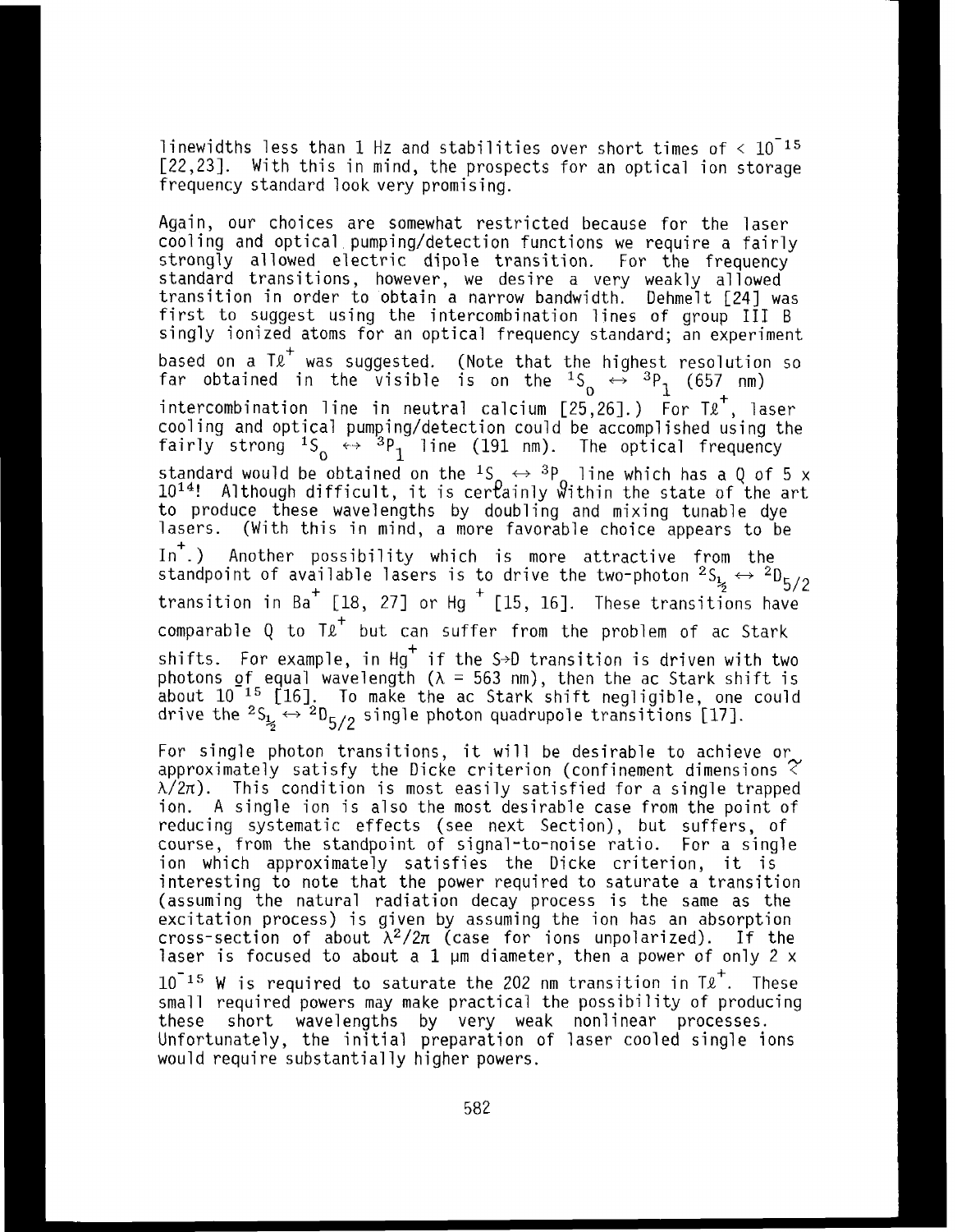linewidths less than 1 Hz and stabilities over short times of $< 10^{-15}$ [22,23]. With this in mind, the prospects for an optical ion storage frequency standard look very promising.

Again, our choices are somewhat restricted because for the laser cooling and optical pumping/detection functions we require a fairly strongly allowed electric dipole transition. For the frequency standard transitions, however, we desire a very weakly allowed transition in order to obtain a narrow bandwidth. Dehmelt [24] was first to suggest using the intercombination lines of group III B singly ionized atoms for an optical frequency standard; an experiment based on a $Tl^+$ was suggested. (Note that the highest resolution so far obtained in the visible is on the $^1S_0 \leftrightarrow {}^3P_1$ (657 nm) intercombination line in neutral calcium [25,26].) For $Tl^+$, laser cooling and optical pumping/detection could be accomplished using the fairly strong $^1S_0 \leftrightarrow {}^3P_1$ line (191 nm). The optical frequency standard would be obtained on the $^1S_0 \leftrightarrow {}^3P_0$ line which has a Q of 5 x $10^{14}$! Although difficult, it is certainly within the state of the art to produce these wavelengths by doubling and mixing tunable dye lasers. (With this in mind, a more favorable choice appears to be $In^+$.) Another possibility which is more attractive from the standpoint of available lasers is to drive the two-photon $^2S_{1/2} \leftrightarrow {}^2D_{5/2}$ transition in $Ba^+$ [18, 27] or $Hg^+$ [15, 16]. These transitions have comparable Q to $Tl^+$ but can suffer from the problem of ac Stark shifts. For example, in $Hg^+$ if the S→D transition is driven with two photons of equal wavelength ($\lambda$ = 563 nm), then the ac Stark shift is about $10^{-15}$ [16]. To make the ac Stark shift negligible, one could drive the $^2S_{1/2} \leftrightarrow {}^2D_{5/2}$ single photon quadrupole transitions [17].

For single photon transitions, it will be desirable to achieve or approximately satisfy the Dicke criterion (confinement dimensions $\lesssim \lambda/2\pi$). This condition is most easily satisfied for a single trapped ion. A single ion is also the most desirable case from the point of reducing systematic effects (see next Section), but suffers, of course, from the standpoint of signal-to-noise ratio. For a single ion which approximately satisfies the Dicke criterion, it is interesting to note that the power required to saturate a transition (assuming the natural radiation decay process is the same as the excitation process) is given by assuming the ion has an absorption cross-section of about $\lambda^2/2\pi$ (case for ions unpolarized). If the laser is focused to about a 1 μm diameter, then a power of only 2 x $10^{-15}$ W is required to saturate the 202 nm transition in $Tl^+$. These small required powers may make practical the possibility of producing these short wavelengths by very weak nonlinear processes. Unfortunately, the initial preparation of laser cooled single ions would require substantially higher powers.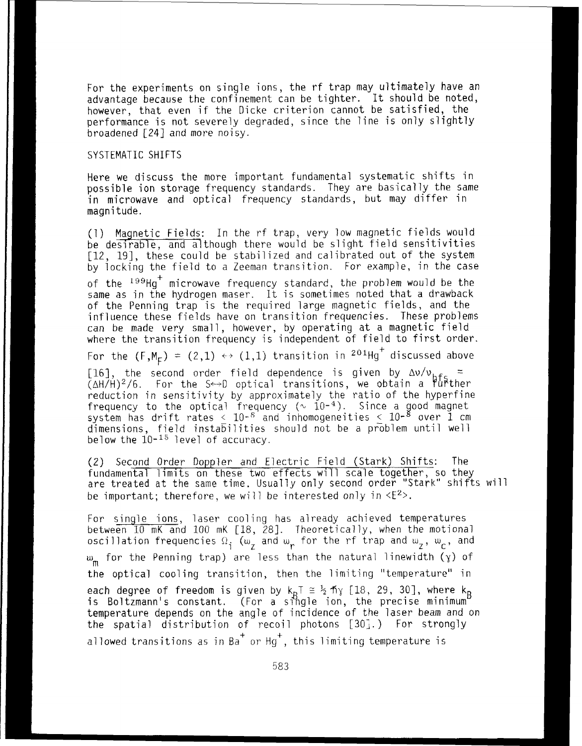For the experiments on single ions, the rf trap may ultimately have an advantage because the confinement can be tighter. It should be noted, however, that even if the Dicke criterion cannot be satisfied, the performance is not severely degraded, since the line is only slightly broadened [24] and more noisy.

## SYSTEMATIC SHIFTS

Here we discuss the more important fundamental systematic shifts in possible ion storage frequency standards. They are basically the same in microwave and optical frequency standards, but may differ in magnitude.

(1) Magnetic Fields: In the rf trap, very low magnetic fields would be desirable, and although there would be slight field sensitivities [12, 19], these could be stabilized and calibrated out of the system by locking the field to a Zeeman transition. For example, in the case of the $^{199}Hg^{+}$ microwave frequency standard, the problem would be the same as in the hydrogen maser. It is sometimes noted that a drawback of the Penning trap is the required large magnetic fields, and the influence these fields have on transition frequencies. These problems can be made very small, however, by operating at a magnetic field where the transition frequency is independent of field to first order. For the $(F,M_F) = (2,1) \leftrightarrow (1,1)$ transition in $^{201}Hg^{+}$ discussed above [16], the second order field dependence is given by $\Delta\nu/\nu_{hfs} = (\Delta H/H)^2/6$. For the $S \leftrightarrow D$ optical transitions, we obtain a further reduction in sensitivity by approximately the ratio of the hyperfine frequency to the optical frequency ($\sim 10^{-4}$). Since a good magnet system has drift rates $< 10^{-8}$ and inhomogeneities $\leq 10^{-8}$ over 1 cm dimensions, field instabilities should not be a problem until well below the $10^{-15}$ level of accuracy.

(2) Second Order Doppler and Electric Field (Stark) Shifts: The fundamental limits on these two effects will scale together, so they are treated at the same time. Usually only second order "Stark" shifts will be important; therefore, we will be interested only in $\langle E^2 \rangle$.

For single ions, laser cooling has already achieved temperatures between 10 mK and 100 mK [18, 28]. Theoretically, when the motional oscillation frequencies $\Omega_i$ ($\omega_z$ and $\omega_r$ for the rf trap and $\omega_z$, $\omega_c$, and $\omega_m$ for the Penning trap) are less than the natural linewidth ($\gamma$) of the optical cooling transition, then the limiting "temperature" in each degree of freedom is given by $k_B T \cong \frac{1}{2}\hbar\gamma$ [18, 29, 30], where $k_B$ is Boltzmann's constant. (For a single ion, the precise minimum temperature depends on the angle of incidence of the laser beam and on the spatial distribution of recoil photons [30].) For strongly allowed transitions as in $Ba^{+}$ or $Hg^{+}$, this limiting temperature is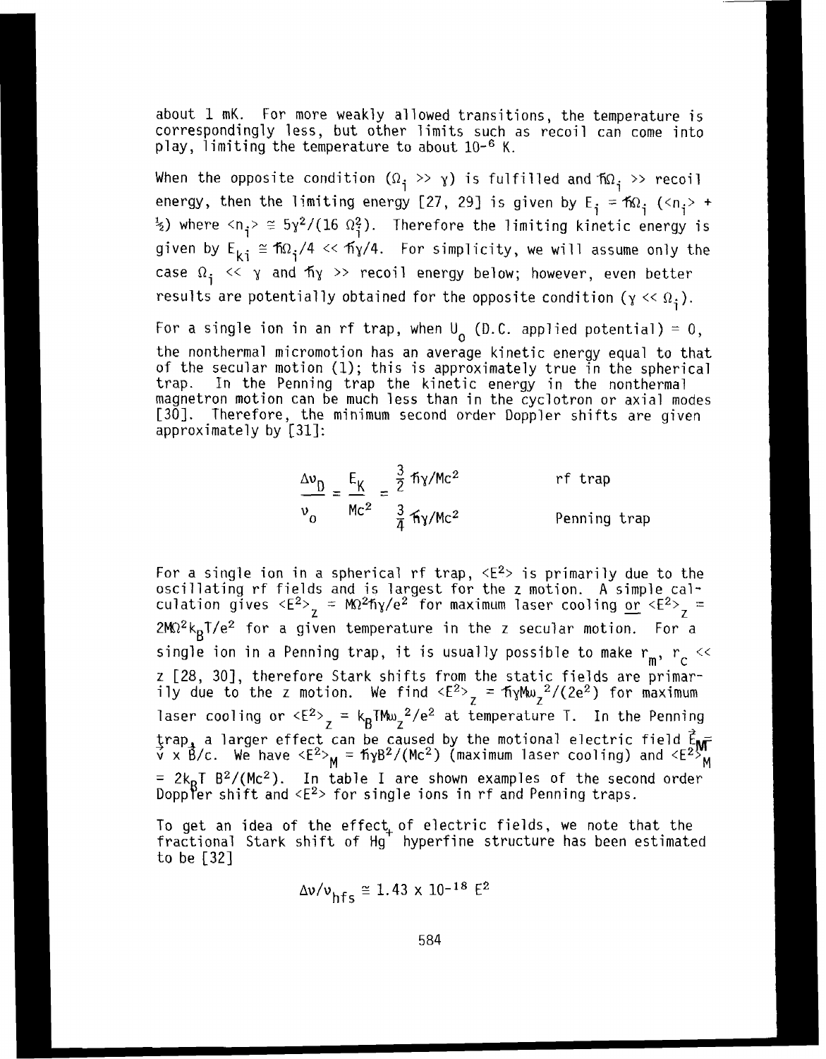about 1 mK. For more weakly allowed transitions, the temperature is correspondingly less, but other limits such as recoil can come into play, limiting the temperature to about $10^{-6}$ K.

When the opposite condition ($\Omega_i \gg \gamma$) is fulfilled and $\hbar\Omega_i \gg$ recoil energy, then the limiting energy [27, 29] is given by $E_i = \hbar\Omega_i\ (\langle n_i\rangle + \frac{1}{2})$ where $\langle n_i\rangle \cong 5\gamma^2/(16\ \Omega_i^2)$. Therefore the limiting kinetic energy is given by $E_{ki} \cong \hbar\Omega_i/4 \ll \hbar\gamma/4$. For simplicity, we will assume only the case $\Omega_i \ll \gamma$ and $\hbar\gamma \gg$ recoil energy below; however, even better results are potentially obtained for the opposite condition ($\gamma \ll \Omega_i$).

For a single ion in an rf trap, when $U_0$ (D.C. applied potential) = 0, the nonthermal micromotion has an average kinetic energy equal to that of the secular motion (1); this is approximately true in the spherical trap. In the Penning trap the kinetic energy in the nonthermal magnetron motion can be much less than in the cyclotron or axial modes [30]. Therefore, the minimum second order Doppler shifts are given approximately by [31]:

$$\frac{\Delta\nu_D}{\nu_0} = \frac{E_K}{Mc^2} = \begin{cases} \frac{3}{2}\hbar\gamma/Mc^2 & \text{rf trap} \\ \frac{3}{4}\hbar\gamma/Mc^2 & \text{Penning trap} \end{cases}$$

For a single ion in a spherical rf trap, $\langle E^2\rangle$ is primarily due to the oscillating rf fields and is largest for the z motion. A simple calculation gives $\langle E^2\rangle_z = M\Omega^2\hbar\gamma/e^2$ for maximum laser cooling <u>or</u> $\langle E^2\rangle_z = 2M\Omega^2 k_B T/e^2$ for a given temperature in the z secular motion. For a single ion in a Penning trap, it is usually possible to make $r_m$, $r_c \ll z$ [28, 30], therefore Stark shifts from the static fields are primarily due to the z motion. We find $\langle E^2\rangle_z = \hbar\gamma M\omega_z^2/(2e^2)$ for maximum laser cooling or $\langle E^2\rangle_z = k_B T M\omega_z^2/e^2$ at temperature T. In the Penning trap, a larger effect can be caused by the motional electric field $\vec{E}_M = \vec{v} \times \vec{B}/c$. We have $\langle E^2\rangle_M = \hbar\gamma B^2/(Mc^2)$ (maximum laser cooling) and $\langle E^2\rangle_M = 2k_B T\ B^2/(Mc^2)$. In table I are shown examples of the second order Doppler shift and $\langle E^2\rangle$ for single ions in rf and Penning traps.

To get an idea of the effect of electric fields, we note that the fractional Stark shift of $Hg^+$ hyperfine structure has been estimated to be [32]

$$\Delta\nu/\nu_{hfs} \cong 1.43 \times 10^{-18}\ E^2$$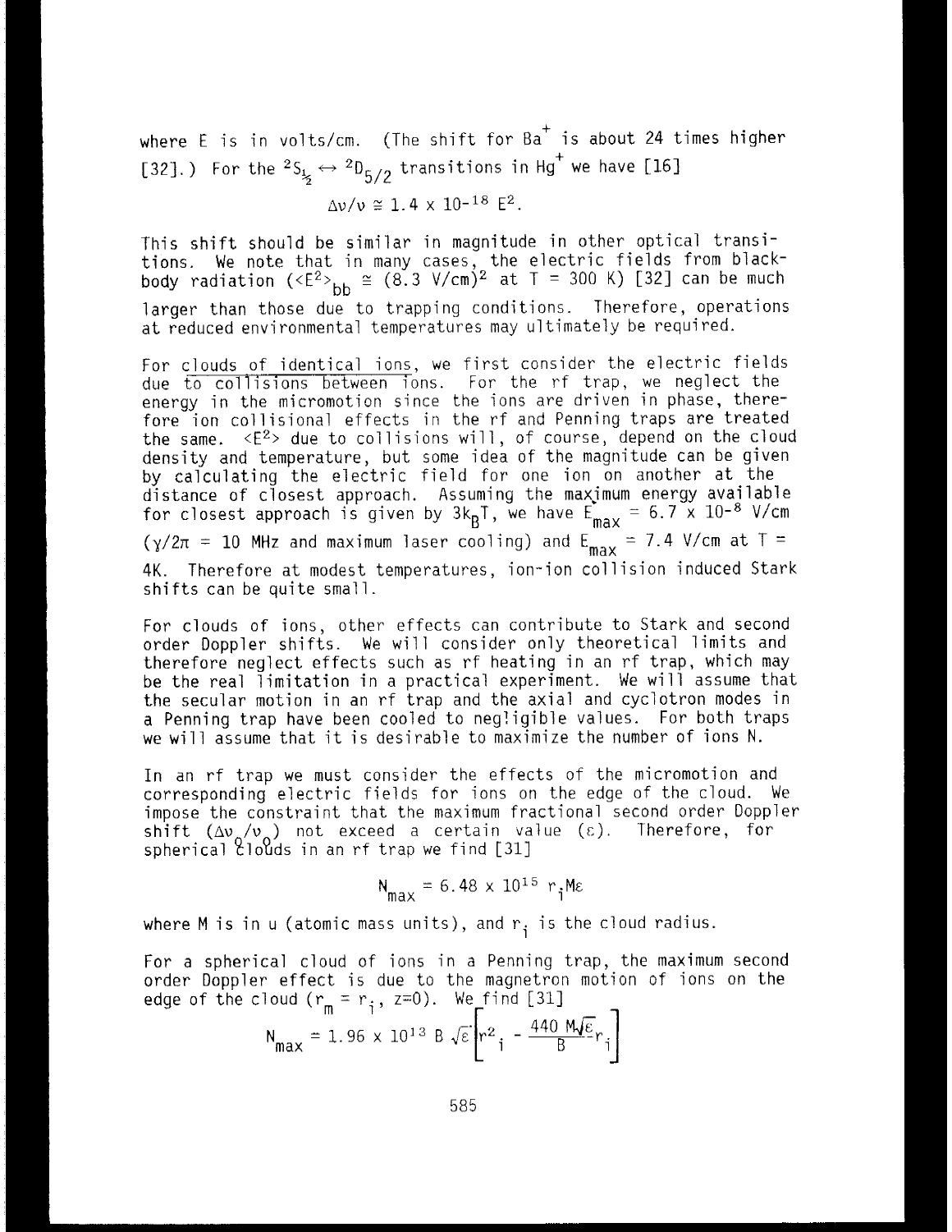where E is in volts/cm. (The shift for $Ba^+$ is about 24 times higher [32].) For the $^2S_{\frac{1}{2}} \leftrightarrow {}^2D_{5/2}$ transitions in $Hg^+$ we have [16]

$$\Delta\nu/\nu \cong 1.4 \times 10^{-18}\ E^2.$$

This shift should be similar in magnitude in other optical transitions. We note that in many cases, the electric fields from blackbody radiation ($\langle E^2 \rangle_{bb} \cong (8.3\ \text{V/cm})^2$ at T = 300 K) [32] can be much larger than those due to trapping conditions. Therefore, operations at reduced environmental temperatures may ultimately be required.

For clouds of identical ions, we first consider the electric fields due to collisions between ions. For the rf trap, we neglect the energy in the micromotion since the ions are driven in phase, therefore ion collisional effects in the rf and Penning traps are treated the same. $\langle E^2 \rangle$ due to collisions will, of course, depend on the cloud density and temperature, but some idea of the magnitude can be given by calculating the electric field for one ion on another at the distance of closest approach. Assuming the maximum energy available for closest approach is given by $3k_BT$, we have $E_{max} = 6.7 \times 10^{-8}$ V/cm ($\gamma/2\pi = 10$ MHz and maximum laser cooling) and $E_{max} = 7.4$ V/cm at T = 4K. Therefore at modest temperatures, ion-ion collision induced Stark shifts can be quite small.

For clouds of ions, other effects can contribute to Stark and second order Doppler shifts. We will consider only theoretical limits and therefore neglect effects such as rf heating in an rf trap, which may be the real limitation in a practical experiment. We will assume that the secular motion in an rf trap and the axial and cyclotron modes in a Penning trap have been cooled to negligible values. For both traps we will assume that it is desirable to maximize the number of ions N.

In an rf trap we must consider the effects of the micromotion and corresponding electric fields for ions on the edge of the cloud. We impose the constraint that the maximum fractional second order Doppler shift ($\Delta\nu_o/\nu_o$) not exceed a certain value ($\varepsilon$). Therefore, for spherical clouds in an rf trap we find [31]

$$N_{max} = 6.48 \times 10^{15}\ r_i M \varepsilon$$

where M is in u (atomic mass units), and $r_i$ is the cloud radius.

For a spherical cloud of ions in a Penning trap, the maximum second order Doppler effect is due to the magnetron motion of ions on the edge of the cloud ($r_m = r_i$, z=0). We find [31]

$$N_{max} = 1.96 \times 10^{13}\ B\sqrt{\varepsilon}\left[r_i^2 - \frac{440\ M\sqrt{\varepsilon}}{B} r_i\right]$$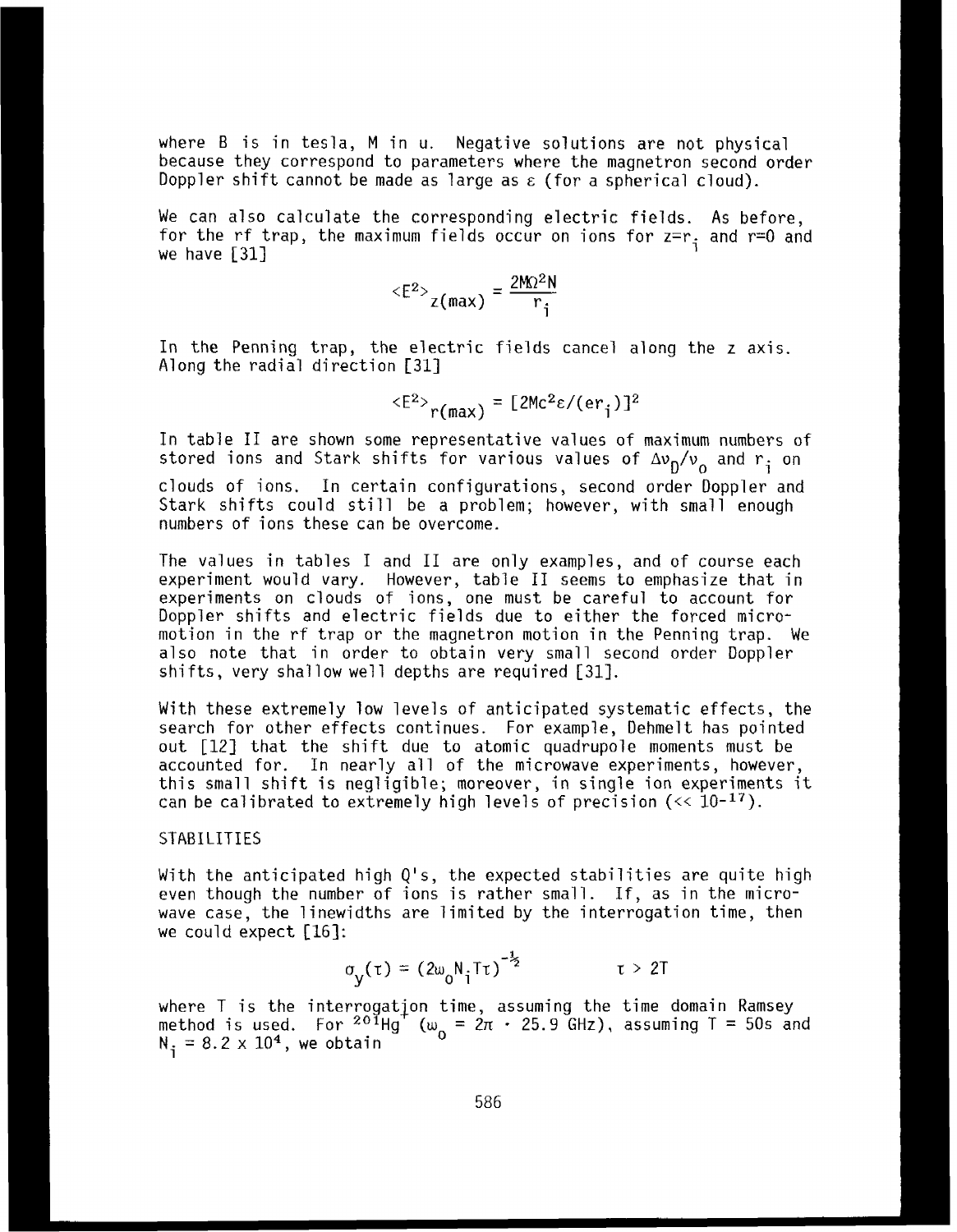where B is in tesla, M in u. Negative solutions are not physical because they correspond to parameters where the magnetron second order Doppler shift cannot be made as large as $\varepsilon$ (for a spherical cloud).

We can also calculate the corresponding electric fields. As before, for the rf trap, the maximum fields occur on ions for $z=r_i$ and $r=0$ and we have [31]

$$\langle E^2 \rangle_{z(\max)} = \frac{2M\Omega^2 N}{r_i}$$

In the Penning trap, the electric fields cancel along the z axis. Along the radial direction [31]

$$\langle E^2 \rangle_{r(\max)} = [2Mc^2\varepsilon/(er_i)]^2$$

In table II are shown some representative values of maximum numbers of stored ions and Stark shifts for various values of $\Delta\nu_D/\nu_0$ and $r_i$ on clouds of ions. In certain configurations, second order Doppler and Stark shifts could still be a problem; however, with small enough numbers of ions these can be overcome.

The values in tables I and II are only examples, and of course each experiment would vary. However, table II seems to emphasize that in experiments on clouds of ions, one must be careful to account for Doppler shifts and electric fields due to either the forced micromotion in the rf trap or the magnetron motion in the Penning trap. We also note that in order to obtain very small second order Doppler shifts, very shallow well depths are required [31].

With these extremely low levels of anticipated systematic effects, the search for other effects continues. For example, Dehmelt has pointed out [12] that the shift due to atomic quadrupole moments must be accounted for. In nearly all of the microwave experiments, however, this small shift is negligible; moreover, in single ion experiments it can be calibrated to extremely high levels of precision ($\ll 10^{-17}$).

## STABILITIES

With the anticipated high Q's, the expected stabilities are quite high even though the number of ions is rather small. If, as in the microwave case, the linewidths are limited by the interrogation time, then we could expect [16]:

$$\sigma_y(\tau) = (2\omega_0 N_i T\tau)^{-\frac{1}{2}} \qquad \tau > 2T$$

where T is the interrogation time, assuming the time domain Ramsey method is used. For $^{201}Hg^+$ ($\omega_0 = 2\pi \cdot 25.9$ GHz), assuming T = 50s and $N_i = 8.2 \times 10^4$, we obtain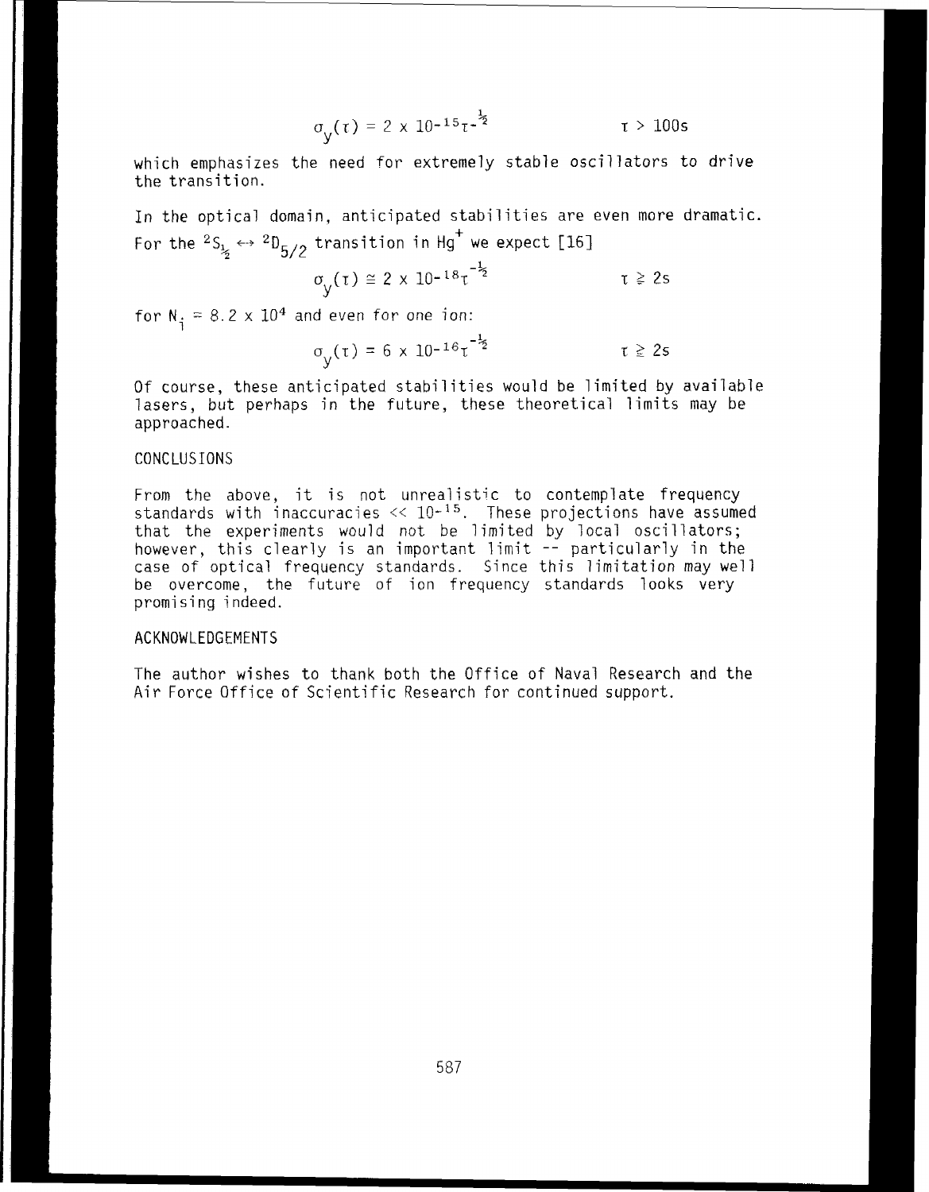$$\sigma_y(\tau) = 2 \times 10^{-15}\tau^{-\frac{1}{2}} \qquad \tau > 100\text{s}$$

which emphasizes the need for extremely stable oscillators to drive the transition.

In the optical domain, anticipated stabilities are even more dramatic. For the ${}^2S_{\frac{1}{2}} \leftrightarrow {}^2D_{5/2}$ transition in $Hg^+$ we expect [16]

$$\sigma_y(\tau) \cong 2 \times 10^{-18}\tau^{-\frac{1}{2}} \qquad \tau \gtrsim 2\text{s}$$

for $N_i = 8.2 \times 10^4$ and even for one ion:

$$\sigma_y(\tau) = 6 \times 10^{-16}\tau^{-\frac{1}{2}} \qquad \tau \gtrsim 2\text{s}$$

Of course, these anticipated stabilities would be limited by available lasers, but perhaps in the future, these theoretical limits may be approached.

## CONCLUSIONS

From the above, it is not unrealistic to contemplate frequency standards with inaccuracies $\ll 10^{-15}$. These projections have assumed that the experiments would not be limited by local oscillators; however, this clearly is an important limit -- particularly in the case of optical frequency standards. Since this limitation may well be overcome, the future of ion frequency standards looks very promising indeed.

## ACKNOWLEDGEMENTS

The author wishes to thank both the Office of Naval Research and the Air Force Office of Scientific Research for continued support.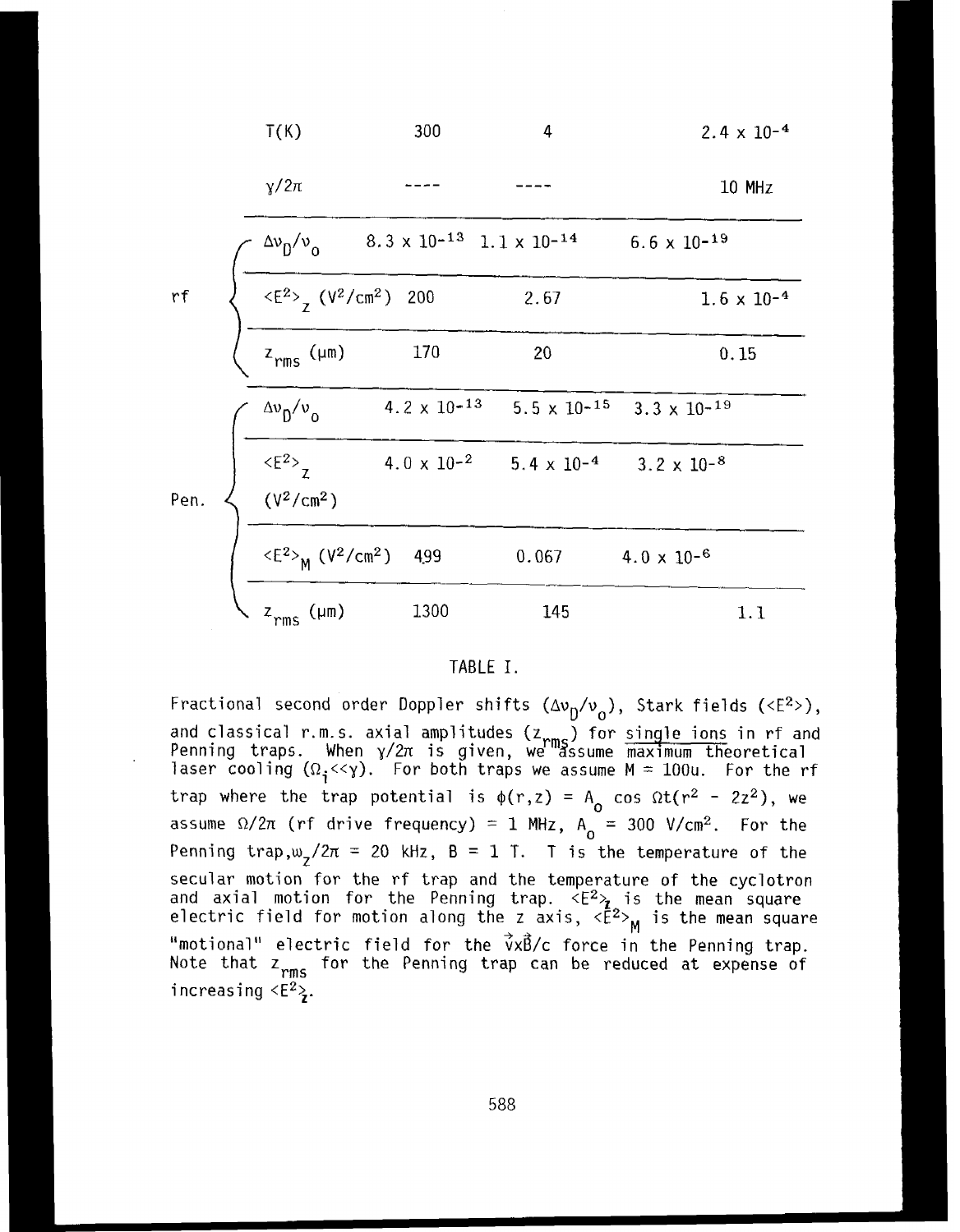| | | | | |
|---|---|---|---|---|
| | T(K) | 300 | 4 | $2.4 \times 10^{-4}$ |
| | $\gamma/2\pi$ | ---- | ---- | 10 MHz |
| rf | $\Delta\nu_D/\nu_0$ | $8.3 \times 10^{-13}$ | $1.1 \times 10^{-14}$ | $6.6 \times 10^{-19}$ |
| rf | $\langle E^2\rangle_z$ ($V^2/cm^2$) | 200 | 2.67 | $1.6 \times 10^{-4}$ |
| rf | $z_{rms}$ (μm) | 170 | 20 | 0.15 |
| Pen. | $\Delta\nu_D/\nu_0$ | $4.2 \times 10^{-13}$ | $5.5 \times 10^{-15}$ | $3.3 \times 10^{-19}$ |
| Pen. | $\langle E^2\rangle_z$ ($V^2/cm^2$) | $4.0 \times 10^{-2}$ | $5.4 \times 10^{-4}$ | $3.2 \times 10^{-8}$ |
| Pen. | $\langle E^2\rangle_M$ ($V^2/cm^2$) | 499 | 0.067 | $4.0 \times 10^{-6}$ |
| Pen. | $z_{rms}$ (μm) | 1300 | 145 | 1.1 |

TABLE I.

Fractional second order Doppler shifts ($\Delta\nu_D/\nu_0$), Stark fields ($\langle E^2\rangle$), and classical r.m.s. axial amplitudes ($z_{rms}$) for single ions in rf and Penning traps. When $\gamma/2\pi$ is given, we assume maximum theoretical laser cooling ($\Omega_i \ll \gamma$). For both traps we assume M = 100u. For the rf trap where the trap potential is $\phi(r,z) = A_0 \cos \Omega t(r^2 - 2z^2)$, we assume $\Omega/2\pi$ (rf drive frequency) = 1 MHz, $A_0$ = 300 V/cm². For the Penning trap, $\omega_z/2\pi$ = 20 kHz, B = 1 T. T is the temperature of the secular motion for the rf trap and the temperature of the cyclotron and axial motion for the Penning trap. $\langle E^2\rangle_z$ is the mean square electric field for motion along the z axis, $\langle E^2\rangle_M$ is the mean square "motional" electric field for the $\vec{v}\times\vec{B}/c$ force in the Penning trap. Note that $z_{rms}$ for the Penning trap can be reduced at expense of increasing $\langle E^2\rangle_z$.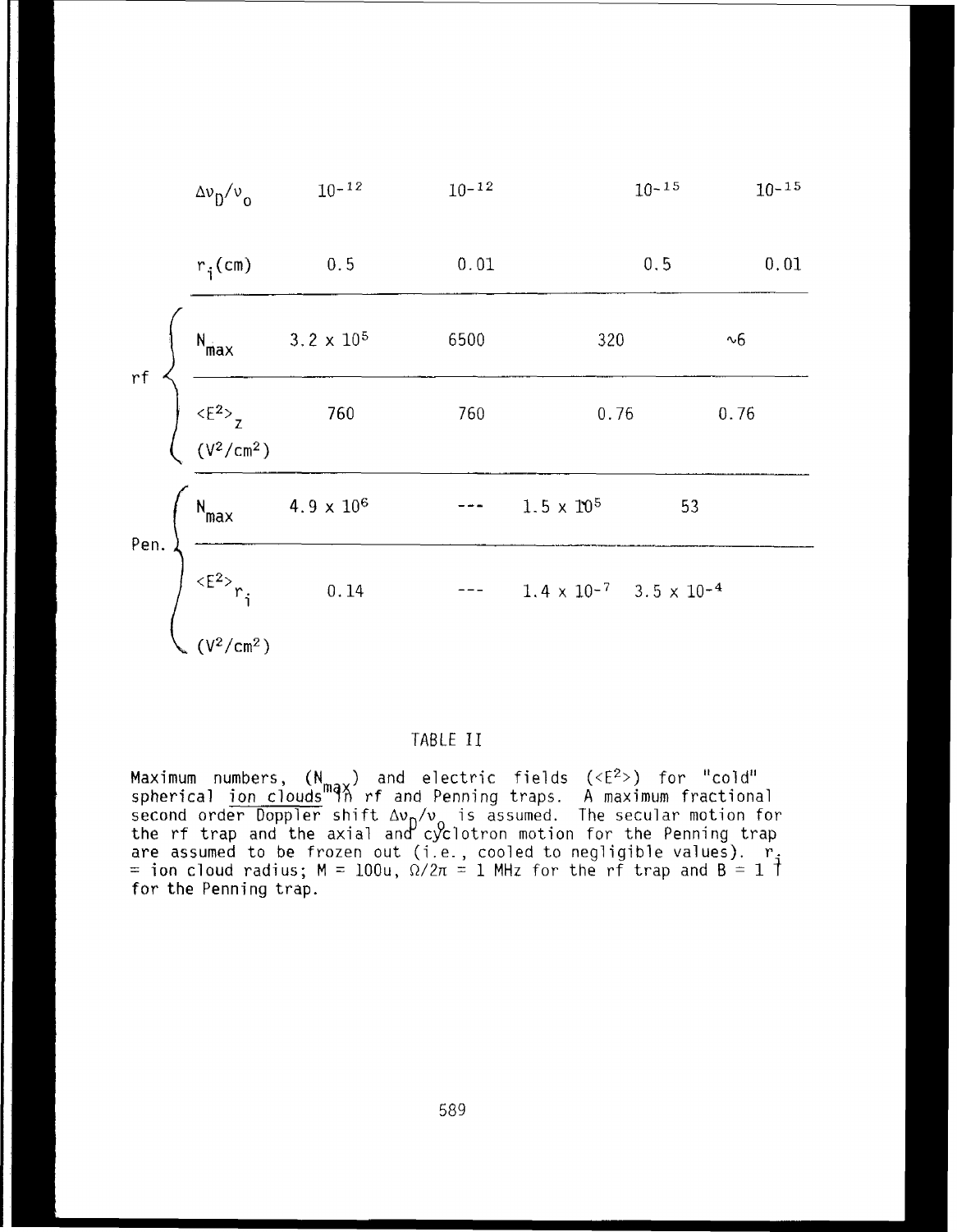| | | | | | |
|---|---|---|---|---|---|
| | $\Delta\nu_D/\nu_o$ | $10^{-12}$ | $10^{-12}$ | $10^{-15}$ | $10^{-15}$ |
| | $r_i$(cm) | 0.5 | 0.01 | 0.5 | 0.01 |
| rf | $N_{max}$ | $3.2 \times 10^5$ | 6500 | 320 | ~6 |
| rf | $\langle E^2 \rangle_z$ ($V^2/cm^2$) | 760 | 760 | 0.76 | 0.76 |
| Pen. | $N_{max}$ | $4.9 \times 10^6$ | --- | $1.5 \times 10^5$ | 53 |
| Pen. | $\langle E^2 \rangle_{r_i}$ ($V^2/cm^2$) | 0.14 | --- | $1.4 \times 10^{-7}$ | $3.5 \times 10^{-4}$ |

TABLE II

Maximum numbers, ($N_{max}$) and electric fields ($\langle E^2 \rangle$) for "cold" spherical ion clouds in rf and Penning traps. A maximum fractional second order Doppler shift $\Delta\nu_D/\nu_o$ is assumed. The secular motion for the rf trap and the axial and cyclotron motion for the Penning trap are assumed to be frozen out (i.e., cooled to negligible values). $r_i$ = ion cloud radius; M = 100u, $\Omega/2\pi$ = 1 MHz for the rf trap and B = 1 T for the Penning trap.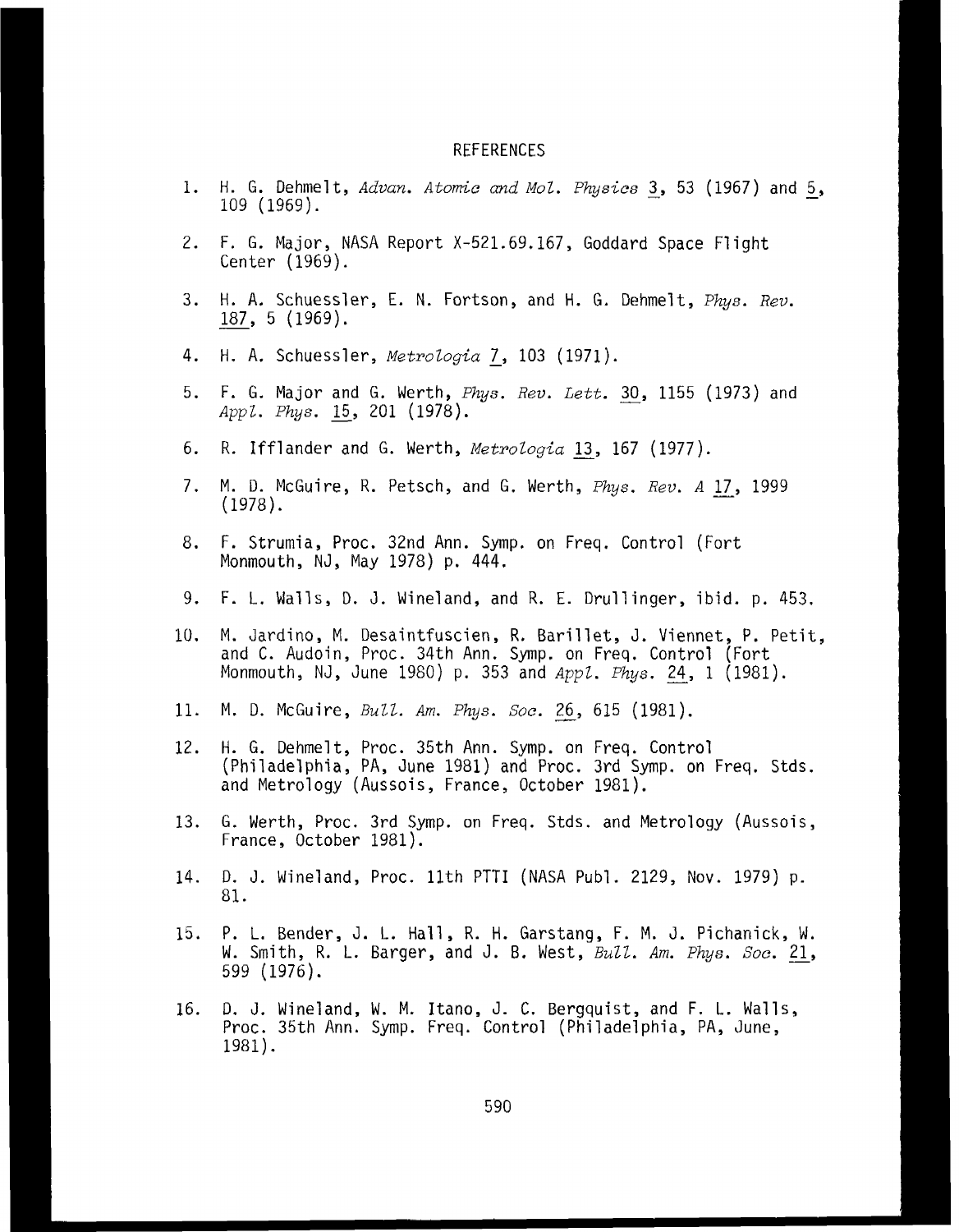## REFERENCES

1. H. G. Dehmelt, *Advan. Atomic and Mol. Physics* 3, 53 (1967) and 5, 109 (1969).

2. F. G. Major, NASA Report X-521.69.167, Goddard Space Flight Center (1969).

3. H. A. Schuessler, E. N. Fortson, and H. G. Dehmelt, *Phys. Rev.* 187, 5 (1969).

4. H. A. Schuessler, *Metrologia* 7, 103 (1971).

5. F. G. Major and G. Werth, *Phys. Rev. Lett.* 30, 1155 (1973) and *Appl. Phys.* 15, 201 (1978).

6. R. Ifflander and G. Werth, *Metrologia* 13, 167 (1977).

7. M. D. McGuire, R. Petsch, and G. Werth, *Phys. Rev. A* 17, 1999 (1978).

8. F. Strumia, Proc. 32nd Ann. Symp. on Freq. Control (Fort Monmouth, NJ, May 1978) p. 444.

9. F. L. Walls, D. J. Wineland, and R. E. Drullinger, ibid. p. 453.

10. M. Jardino, M. Desaintfuscien, R. Barillet, J. Viennet, P. Petit, and C. Audoin, Proc. 34th Ann. Symp. on Freq. Control (Fort Monmouth, NJ, June 1980) p. 353 and *Appl. Phys.* 24, 1 (1981).

11. M. D. McGuire, *Bull. Am. Phys. Soc.* 26, 615 (1981).

12. H. G. Dehmelt, Proc. 35th Ann. Symp. on Freq. Control (Philadelphia, PA, June 1981) and Proc. 3rd Symp. on Freq. Stds. and Metrology (Aussois, France, October 1981).

13. G. Werth, Proc. 3rd Symp. on Freq. Stds. and Metrology (Aussois, France, October 1981).

14. D. J. Wineland, Proc. 11th PTTI (NASA Publ. 2129, Nov. 1979) p. 81.

15. P. L. Bender, J. L. Hall, R. H. Garstang, F. M. J. Pichanick, W. W. Smith, R. L. Barger, and J. B. West, *Bull. Am. Phys. Soc.* 21, 599 (1976).

16. D. J. Wineland, W. M. Itano, J. C. Bergquist, and F. L. Walls, Proc. 35th Ann. Symp. Freq. Control (Philadelphia, PA, June, 1981).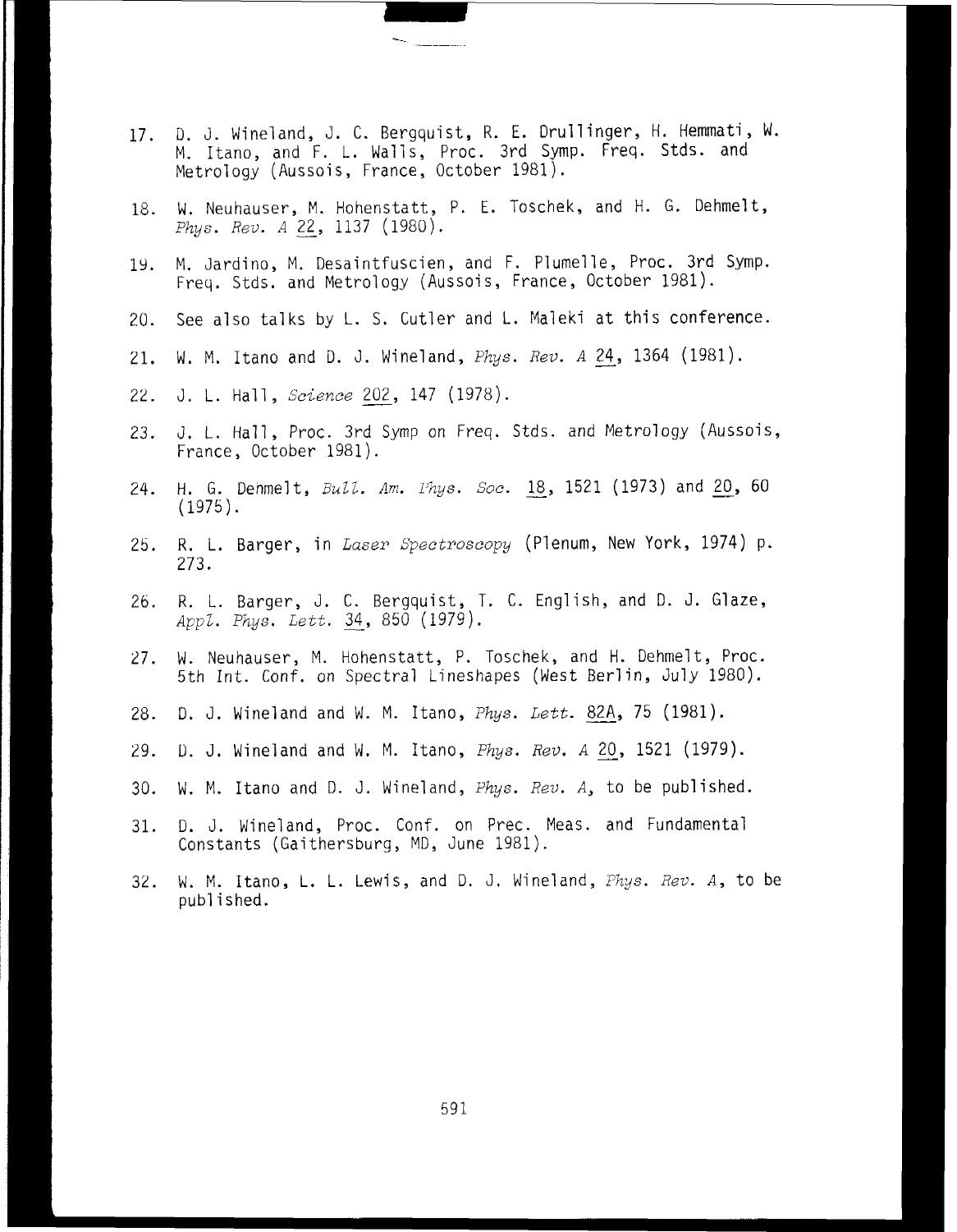17. D. J. Wineland, J. C. Bergquist, R. E. Drullinger, H. Hemmati, W. M. Itano, and F. L. Walls, Proc. 3rd Symp. Freq. Stds. and Metrology (Aussois, France, October 1981).

18. W. Neuhauser, M. Hohenstatt, P. E. Toschek, and H. G. Dehmelt, *Phys. Rev. A* 22, 1137 (1980).

19. M. Jardino, M. Desaintfuscien, and F. Plumelle, Proc. 3rd Symp. Freq. Stds. and Metrology (Aussois, France, October 1981).

20. See also talks by L. S. Cutler and L. Maleki at this conference.

21. W. M. Itano and D. J. Wineland, *Phys. Rev. A* 24, 1364 (1981).

22. J. L. Hall, *Science* 202, 147 (1978).

23. J. L. Hall, Proc. 3rd Symp on Freq. Stds. and Metrology (Aussois, France, October 1981).

24. H. G. Dehmelt, *Bull. Am. Phys. Soc.* 18, 1521 (1973) and 20, 60 (1975).

25. R. L. Barger, in *Laser Spectroscopy* (Plenum, New York, 1974) p. 273.

26. R. L. Barger, J. C. Bergquist, T. C. English, and D. J. Glaze, *Appl. Phys. Lett.* 34, 850 (1979).

27. W. Neuhauser, M. Hohenstatt, P. Toschek, and H. Dehmelt, Proc. 5th Int. Conf. on Spectral Lineshapes (West Berlin, July 1980).

28. D. J. Wineland and W. M. Itano, *Phys. Lett.* 82A, 75 (1981).

29. D. J. Wineland and W. M. Itano, *Phys. Rev. A* 20, 1521 (1979).

30. W. M. Itano and D. J. Wineland, *Phys. Rev. A*, to be published.

31. D. J. Wineland, Proc. Conf. on Prec. Meas. and Fundamental Constants (Gaithersburg, MD, June 1981).

32. W. M. Itano, L. L. Lewis, and D. J. Wineland, *Phys. Rev. A*, to be published.